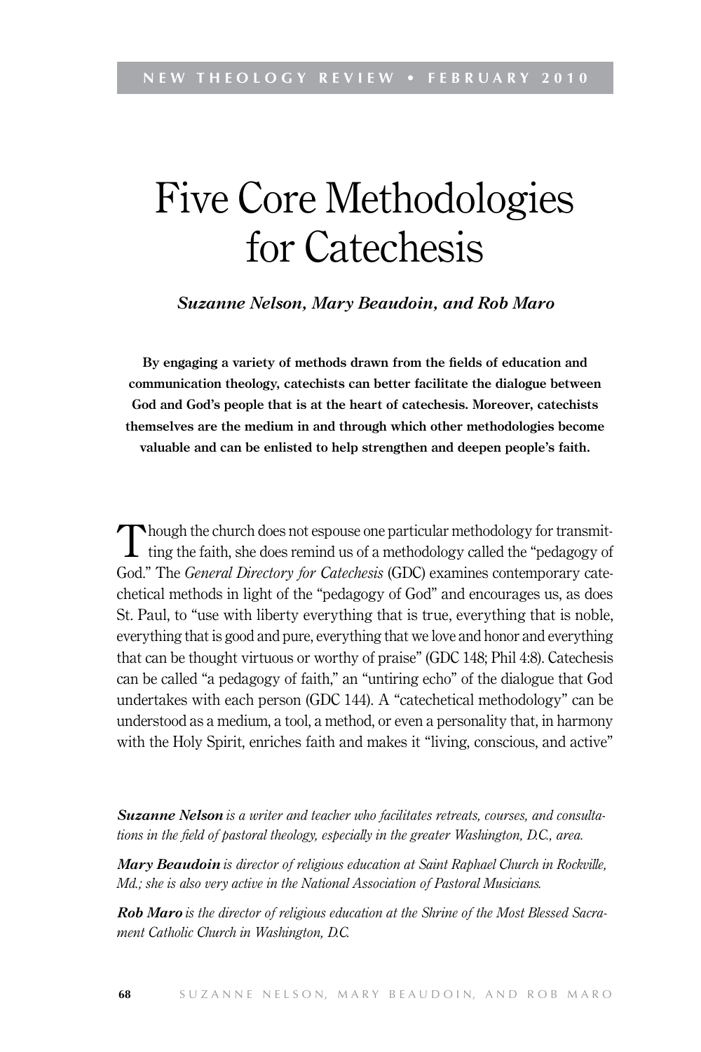# Five Core Methodologies for Catechesis

***Suzanne Nelson, Mary Beaudoin, and Rob Maro***

**By engaging a variety of methods drawn from the fields of education and communication theology, catechists can better facilitate the dialogue between God and God's people that is at the heart of catechesis. Moreover, catechists themselves are the medium in and through which other methodologies become valuable and can be enlisted to help strengthen and deepen people's faith.**

Though the church does not espouse one particular methodology for transmitting the faith, she does remind us of a methodology called the "pedagogy of God." The *General Directory for Catechesis* (GDC) examines contemporary catechetical methods in light of the "pedagogy of God" and encourages us, as does St. Paul, to "use with liberty everything that is true, everything that is noble, everything that is good and pure, everything that we love and honor and everything that can be thought virtuous or worthy of praise" (GDC 148; Phil 4:8). Catechesis can be called "a pedagogy of faith," an "untiring echo" of the dialogue that God undertakes with each person (GDC 144). A "catechetical methodology" can be understood as a medium, a tool, a method, or even a personality that, in harmony with the Holy Spirit, enriches faith and makes it "living, conscious, and active"

***Suzanne Nelson*** *is a writer and teacher who facilitates retreats, courses, and consultations in the field of pastoral theology, especially in the greater Washington, D.C., area.*

***Mary Beaudoin*** *is director of religious education at Saint Raphael Church in Rockville, Md.; she is also very active in the National Association of Pastoral Musicians.*

***Rob Maro*** *is the director of religious education at the Shrine of the Most Blessed Sacrament Catholic Church in Washington, D.C.*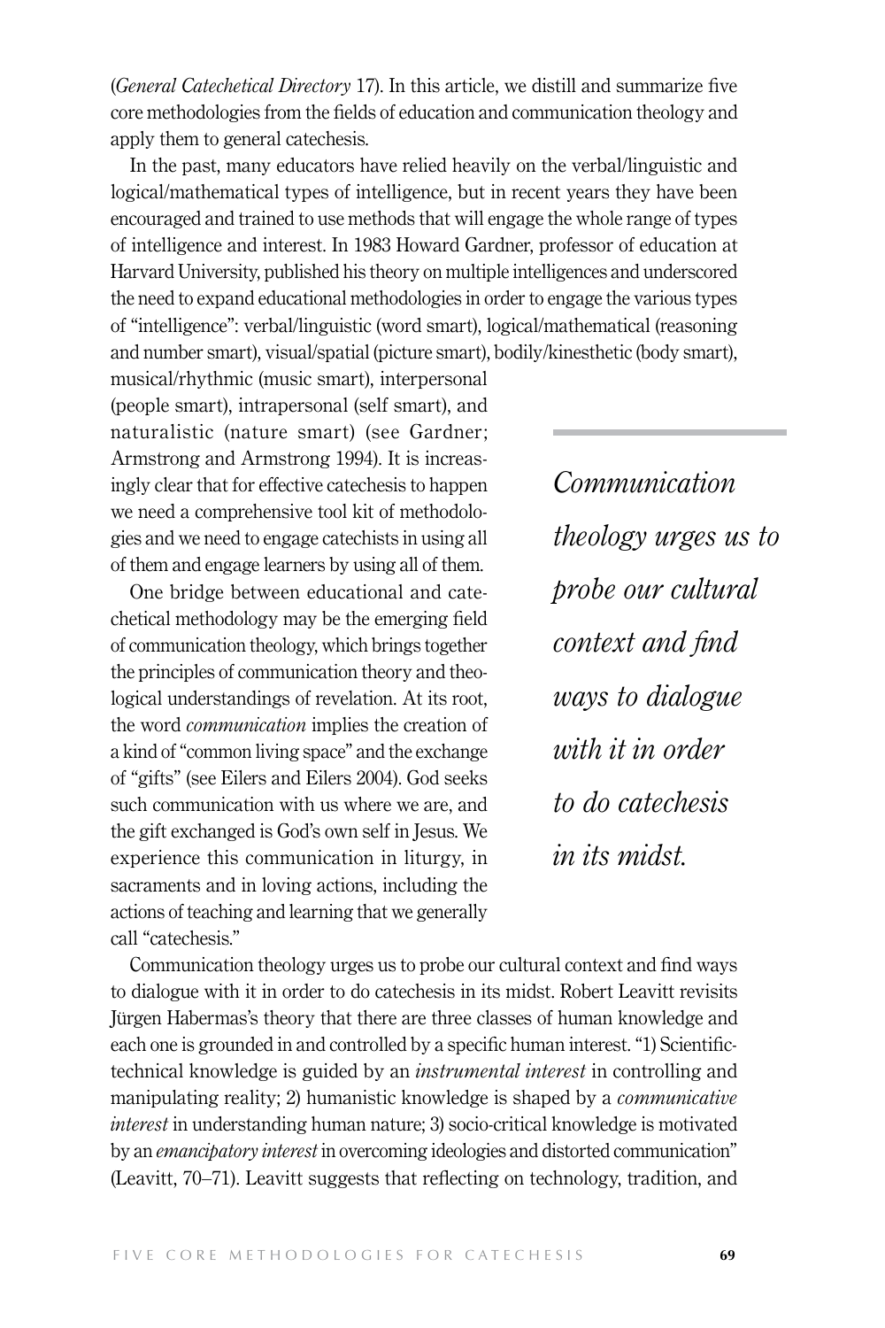(*General Catechetical Directory* 17). In this article, we distill and summarize five core methodologies from the fields of education and communication theology and apply them to general catechesis.

In the past, many educators have relied heavily on the verbal/linguistic and logical/mathematical types of intelligence, but in recent years they have been encouraged and trained to use methods that will engage the whole range of types of intelligence and interest. In 1983 Howard Gardner, professor of education at Harvard University, published his theory on multiple intelligences and underscored the need to expand educational methodologies in order to engage the various types of "intelligence": verbal/linguistic (word smart), logical/mathematical (reasoning and number smart), visual/spatial (picture smart), bodily/kinesthetic (body smart), musical/rhythmic (music smart), interpersonal (people smart), intrapersonal (self smart), and naturalistic (nature smart) (see Gardner; Armstrong and Armstrong 1994). It is increasingly clear that for effective catechesis to happen we need a comprehensive tool kit of methodologies and we need to engage catechists in using all of them and engage learners by using all of them.

One bridge between educational and catechetical methodology may be the emerging field of communication theology, which brings together the principles of communication theory and theological understandings of revelation. At its root, the word *communication* implies the creation of a kind of "common living space" and the exchange of "gifts" (see Eilers and Eilers 2004). God seeks such communication with us where we are, and the gift exchanged is God's own self in Jesus. We experience this communication in liturgy, in sacraments and in loving actions, including the actions of teaching and learning that we generally call "catechesis."

> *Communication theology urges us to probe our cultural context and find ways to dialogue with it in order to do catechesis in its midst.*

Communication theology urges us to probe our cultural context and find ways to dialogue with it in order to do catechesis in its midst. Robert Leavitt revisits Jürgen Habermas's theory that there are three classes of human knowledge and each one is grounded in and controlled by a specific human interest. "1) Scientific-technical knowledge is guided by an *instrumental interest* in controlling and manipulating reality; 2) humanistic knowledge is shaped by a *communicative interest* in understanding human nature; 3) socio-critical knowledge is motivated by an *emancipatory interest* in overcoming ideologies and distorted communication" (Leavitt, 70–71). Leavitt suggests that reflecting on technology, tradition, and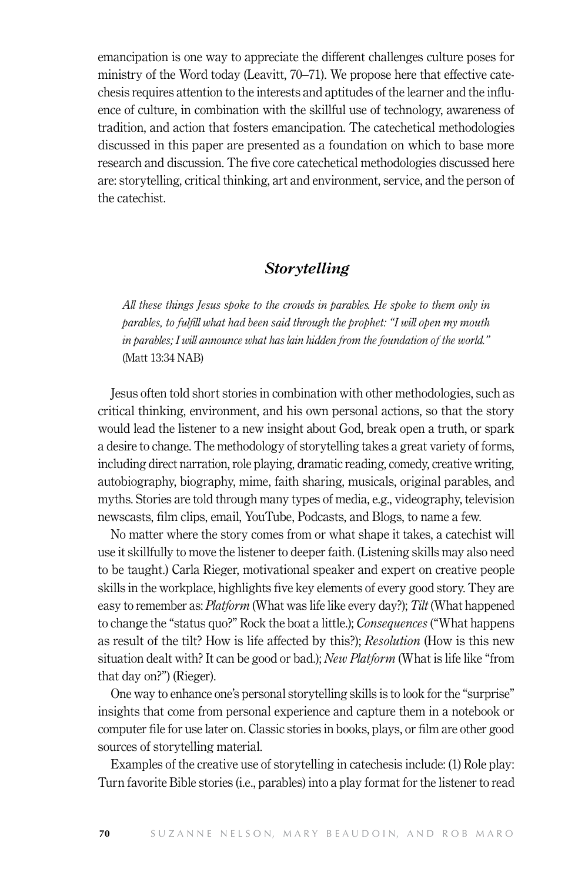emancipation is one way to appreciate the different challenges culture poses for ministry of the Word today (Leavitt, 70–71). We propose here that effective catechesis requires attention to the interests and aptitudes of the learner and the influence of culture, in combination with the skillful use of technology, awareness of tradition, and action that fosters emancipation. The catechetical methodologies discussed in this paper are presented as a foundation on which to base more research and discussion. The five core catechetical methodologies discussed here are: storytelling, critical thinking, art and environment, service, and the person of the catechist.

## *Storytelling*

> *All these things Jesus spoke to the crowds in parables. He spoke to them only in parables, to fulfill what had been said through the prophet: "I will open my mouth in parables; I will announce what has lain hidden from the foundation of the world."* (Matt 13:34 NAB)

Jesus often told short stories in combination with other methodologies, such as critical thinking, environment, and his own personal actions, so that the story would lead the listener to a new insight about God, break open a truth, or spark a desire to change. The methodology of storytelling takes a great variety of forms, including direct narration, role playing, dramatic reading, comedy, creative writing, autobiography, biography, mime, faith sharing, musicals, original parables, and myths. Stories are told through many types of media, e.g., videography, television newscasts, film clips, email, YouTube, Podcasts, and Blogs, to name a few.

No matter where the story comes from or what shape it takes, a catechist will use it skillfully to move the listener to deeper faith. (Listening skills may also need to be taught.) Carla Rieger, motivational speaker and expert on creative people skills in the workplace, highlights five key elements of every good story. They are easy to remember as: *Platform* (What was life like every day?); *Tilt* (What happened to change the "status quo?" Rock the boat a little.); *Consequences* ("What happens as result of the tilt? How is life affected by this?); *Resolution* (How is this new situation dealt with? It can be good or bad.); *New Platform* (What is life like "from that day on?") (Rieger).

One way to enhance one's personal storytelling skills is to look for the "surprise" insights that come from personal experience and capture them in a notebook or computer file for use later on. Classic stories in books, plays, or film are other good sources of storytelling material.

Examples of the creative use of storytelling in catechesis include: (1) Role play: Turn favorite Bible stories (i.e., parables) into a play format for the listener to read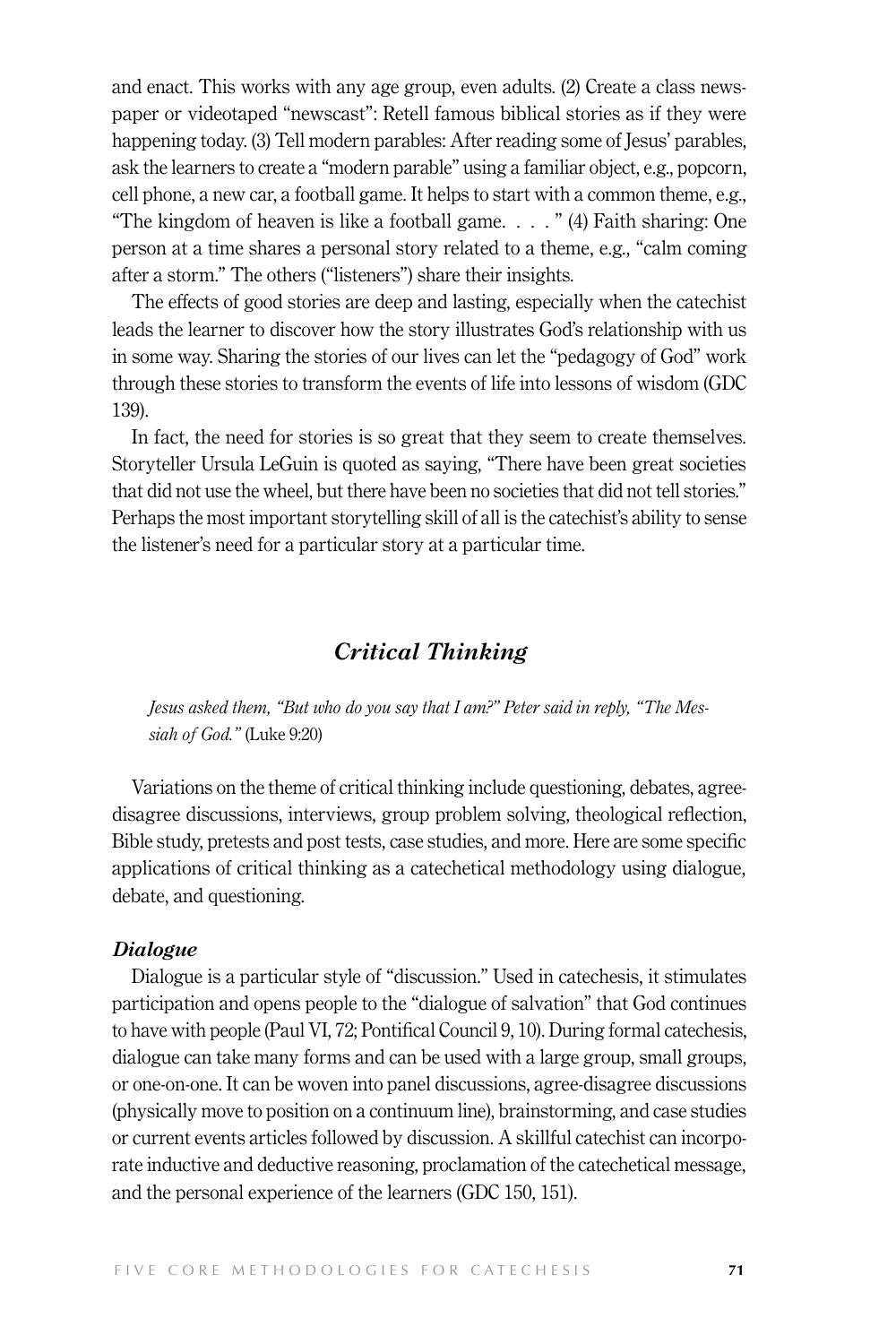and enact. This works with any age group, even adults. (2) Create a class newspaper or videotaped "newscast": Retell famous biblical stories as if they were happening today. (3) Tell modern parables: After reading some of Jesus' parables, ask the learners to create a "modern parable" using a familiar object, e.g., popcorn, cell phone, a new car, a football game. It helps to start with a common theme, e.g., "The kingdom of heaven is like a football game. . . . " (4) Faith sharing: One person at a time shares a personal story related to a theme, e.g., "calm coming after a storm." The others ("listeners") share their insights.

The effects of good stories are deep and lasting, especially when the catechist leads the learner to discover how the story illustrates God's relationship with us in some way. Sharing the stories of our lives can let the "pedagogy of God" work through these stories to transform the events of life into lessons of wisdom (GDC 139).

In fact, the need for stories is so great that they seem to create themselves. Storyteller Ursula LeGuin is quoted as saying, "There have been great societies that did not use the wheel, but there have been no societies that did not tell stories." Perhaps the most important storytelling skill of all is the catechist's ability to sense the listener's need for a particular story at a particular time.

## *Critical Thinking*

*Jesus asked them, "But who do you say that I am?" Peter said in reply, "The Messiah of God."* (Luke 9:20)

Variations on the theme of critical thinking include questioning, debates, agree-disagree discussions, interviews, group problem solving, theological reflection, Bible study, pretests and post tests, case studies, and more. Here are some specific applications of critical thinking as a catechetical methodology using dialogue, debate, and questioning.

### *Dialogue*

Dialogue is a particular style of "discussion." Used in catechesis, it stimulates participation and opens people to the "dialogue of salvation" that God continues to have with people (Paul VI, 72; Pontifical Council 9, 10). During formal catechesis, dialogue can take many forms and can be used with a large group, small groups, or one-on-one. It can be woven into panel discussions, agree-disagree discussions (physically move to position on a continuum line), brainstorming, and case studies or current events articles followed by discussion. A skillful catechist can incorporate inductive and deductive reasoning, proclamation of the catechetical message, and the personal experience of the learners (GDC 150, 151).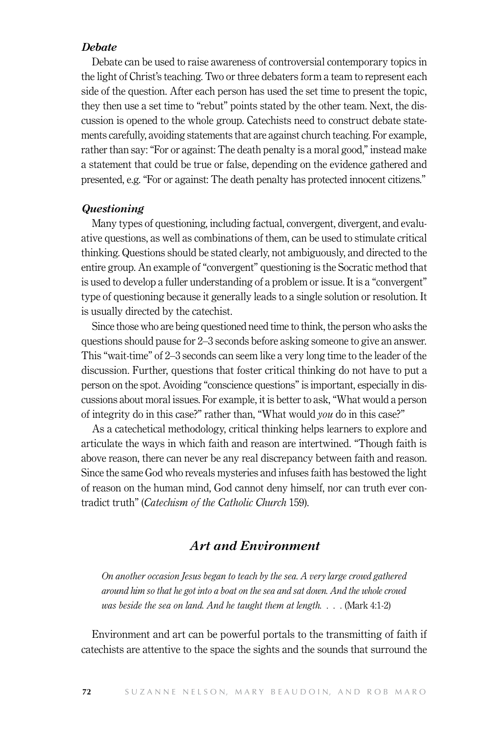#### *Debate*

Debate can be used to raise awareness of controversial contemporary topics in the light of Christ's teaching. Two or three debaters form a team to represent each side of the question. After each person has used the set time to present the topic, they then use a set time to "rebut" points stated by the other team. Next, the discussion is opened to the whole group. Catechists need to construct debate statements carefully, avoiding statements that are against church teaching. For example, rather than say: "For or against: The death penalty is a moral good," instead make a statement that could be true or false, depending on the evidence gathered and presented, e.g. "For or against: The death penalty has protected innocent citizens."

#### *Questioning*

Many types of questioning, including factual, convergent, divergent, and evaluative questions, as well as combinations of them, can be used to stimulate critical thinking. Questions should be stated clearly, not ambiguously, and directed to the entire group. An example of "convergent" questioning is the Socratic method that is used to develop a fuller understanding of a problem or issue. It is a "convergent" type of questioning because it generally leads to a single solution or resolution. It is usually directed by the catechist.

Since those who are being questioned need time to think, the person who asks the questions should pause for 2–3 seconds before asking someone to give an answer. This "wait-time" of 2–3 seconds can seem like a very long time to the leader of the discussion. Further, questions that foster critical thinking do not have to put a person on the spot. Avoiding "conscience questions" is important, especially in discussions about moral issues. For example, it is better to ask, "What would a person of integrity do in this case?" rather than, "What would *you* do in this case?"

As a catechetical methodology, critical thinking helps learners to explore and articulate the ways in which faith and reason are intertwined. "Though faith is above reason, there can never be any real discrepancy between faith and reason. Since the same God who reveals mysteries and infuses faith has bestowed the light of reason on the human mind, God cannot deny himself, nor can truth ever contradict truth" (*Catechism of the Catholic Church* 159).

## *Art and Environment*

> *On another occasion Jesus began to teach by the sea. A very large crowd gathered around him so that he got into a boat on the sea and sat down. And the whole crowd was beside the sea on land. And he taught them at length. . . .* (Mark 4:1-2)

Environment and art can be powerful portals to the transmitting of faith if catechists are attentive to the space the sights and the sounds that surround the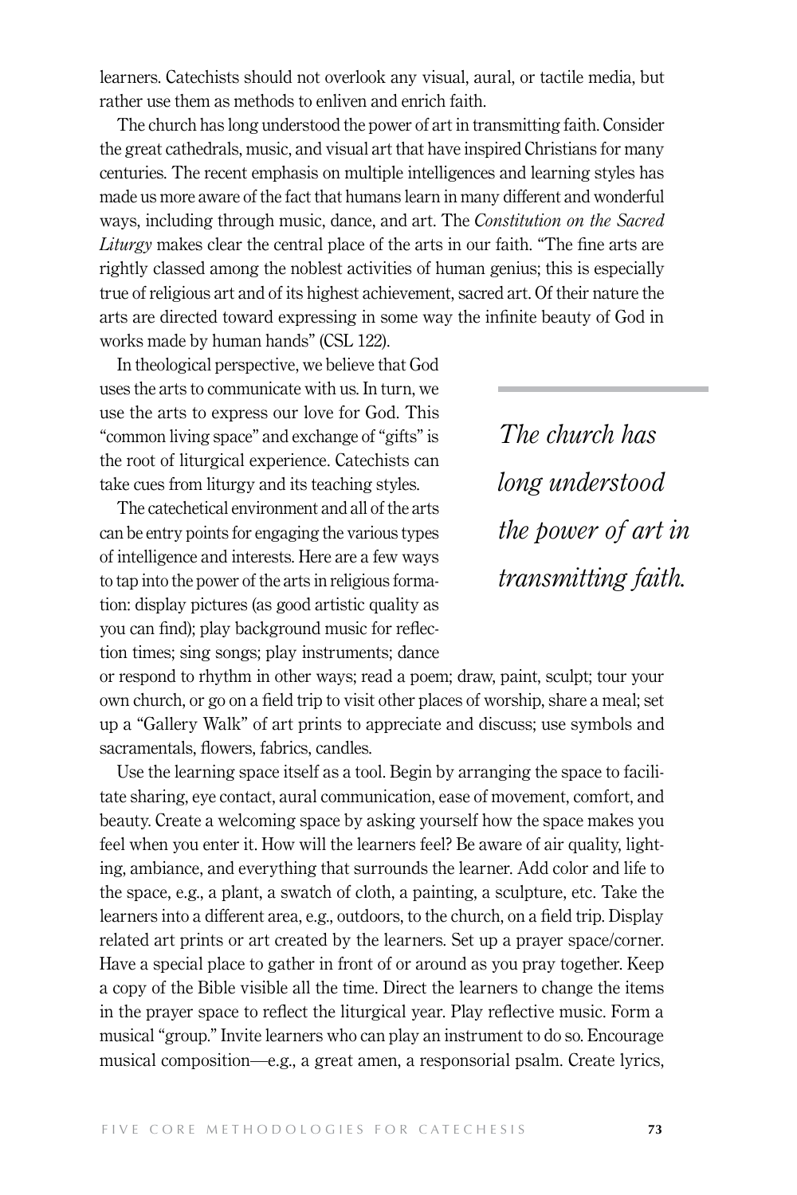learners. Catechists should not overlook any visual, aural, or tactile media, but rather use them as methods to enliven and enrich faith.

The church has long understood the power of art in transmitting faith. Consider the great cathedrals, music, and visual art that have inspired Christians for many centuries. The recent emphasis on multiple intelligences and learning styles has made us more aware of the fact that humans learn in many different and wonderful ways, including through music, dance, and art. The *Constitution on the Sacred Liturgy* makes clear the central place of the arts in our faith. "The fine arts are rightly classed among the noblest activities of human genius; this is especially true of religious art and of its highest achievement, sacred art. Of their nature the arts are directed toward expressing in some way the infinite beauty of God in works made by human hands" (CSL 122).

In theological perspective, we believe that God uses the arts to communicate with us. In turn, we use the arts to express our love for God. This "common living space" and exchange of "gifts" is the root of liturgical experience. Catechists can take cues from liturgy and its teaching styles.

*The church has long understood the power of art in transmitting faith.*

The catechetical environment and all of the arts can be entry points for engaging the various types of intelligence and interests. Here are a few ways to tap into the power of the arts in religious formation: display pictures (as good artistic quality as you can find); play background music for reflection times; sing songs; play instruments; dance or respond to rhythm in other ways; read a poem; draw, paint, sculpt; tour your own church, or go on a field trip to visit other places of worship, share a meal; set up a "Gallery Walk" of art prints to appreciate and discuss; use symbols and sacramentals, flowers, fabrics, candles.

Use the learning space itself as a tool. Begin by arranging the space to facilitate sharing, eye contact, aural communication, ease of movement, comfort, and beauty. Create a welcoming space by asking yourself how the space makes you feel when you enter it. How will the learners feel? Be aware of air quality, lighting, ambiance, and everything that surrounds the learner. Add color and life to the space, e.g., a plant, a swatch of cloth, a painting, a sculpture, etc. Take the learners into a different area, e.g., outdoors, to the church, on a field trip. Display related art prints or art created by the learners. Set up a prayer space/corner. Have a special place to gather in front of or around as you pray together. Keep a copy of the Bible visible all the time. Direct the learners to change the items in the prayer space to reflect the liturgical year. Play reflective music. Form a musical "group." Invite learners who can play an instrument to do so. Encourage musical composition—e.g., a great amen, a responsorial psalm. Create lyrics,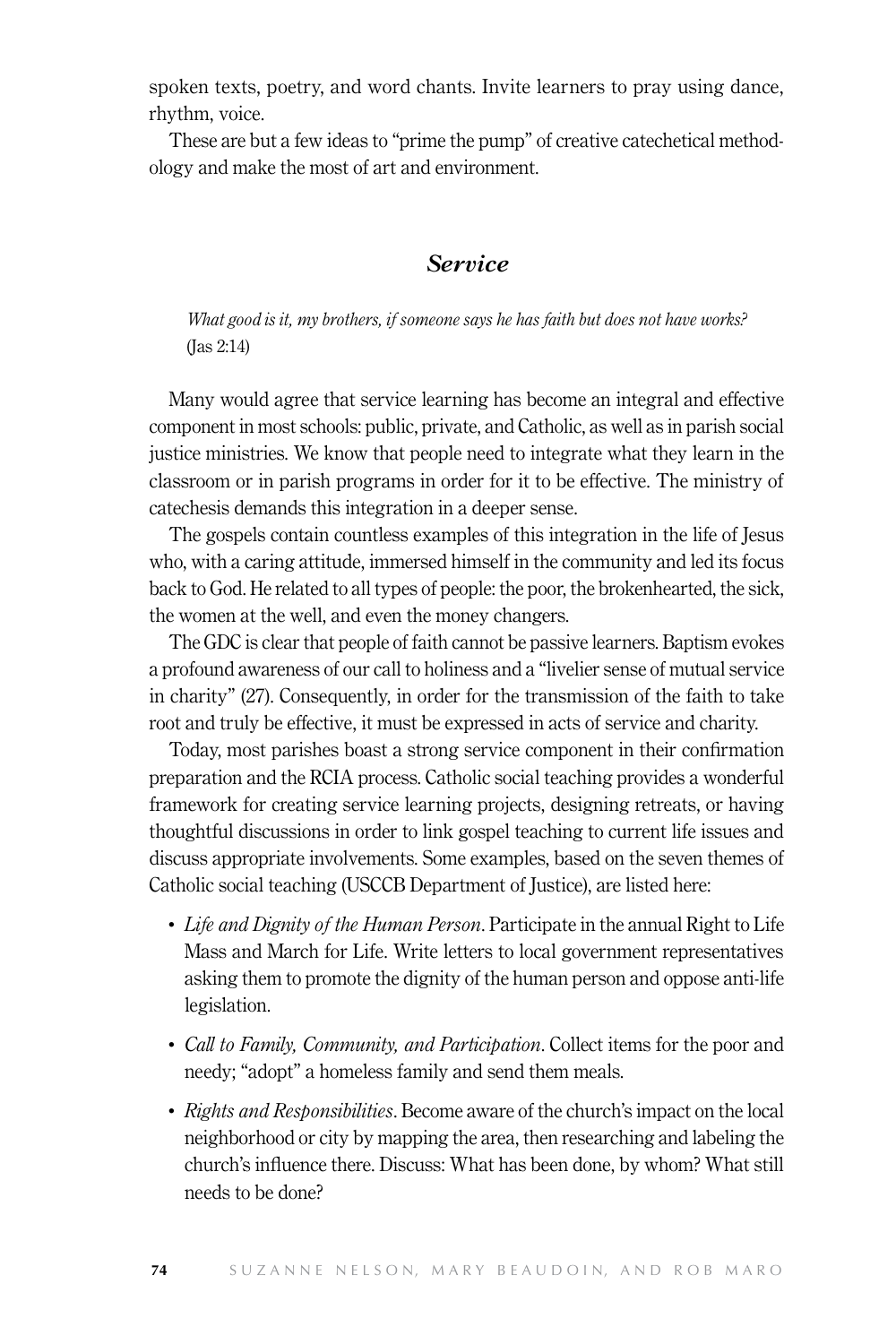spoken texts, poetry, and word chants. Invite learners to pray using dance, rhythm, voice.

These are but a few ideas to "prime the pump" of creative catechetical methodology and make the most of art and environment.

## *Service*

> *What good is it, my brothers, if someone says he has faith but does not have works?* (Jas 2:14)

Many would agree that service learning has become an integral and effective component in most schools: public, private, and Catholic, as well as in parish social justice ministries. We know that people need to integrate what they learn in the classroom or in parish programs in order for it to be effective. The ministry of catechesis demands this integration in a deeper sense.

The gospels contain countless examples of this integration in the life of Jesus who, with a caring attitude, immersed himself in the community and led its focus back to God. He related to all types of people: the poor, the brokenhearted, the sick, the women at the well, and even the money changers.

The GDC is clear that people of faith cannot be passive learners. Baptism evokes a profound awareness of our call to holiness and a "livelier sense of mutual service in charity" (27). Consequently, in order for the transmission of the faith to take root and truly be effective, it must be expressed in acts of service and charity.

Today, most parishes boast a strong service component in their confirmation preparation and the RCIA process. Catholic social teaching provides a wonderful framework for creating service learning projects, designing retreats, or having thoughtful discussions in order to link gospel teaching to current life issues and discuss appropriate involvements. Some examples, based on the seven themes of Catholic social teaching (USCCB Department of Justice), are listed here:

- *Life and Dignity of the Human Person*. Participate in the annual Right to Life Mass and March for Life. Write letters to local government representatives asking them to promote the dignity of the human person and oppose anti-life legislation.
- *Call to Family, Community, and Participation*. Collect items for the poor and needy; "adopt" a homeless family and send them meals.
- *Rights and Responsibilities*. Become aware of the church's impact on the local neighborhood or city by mapping the area, then researching and labeling the church's influence there. Discuss: What has been done, by whom? What still needs to be done?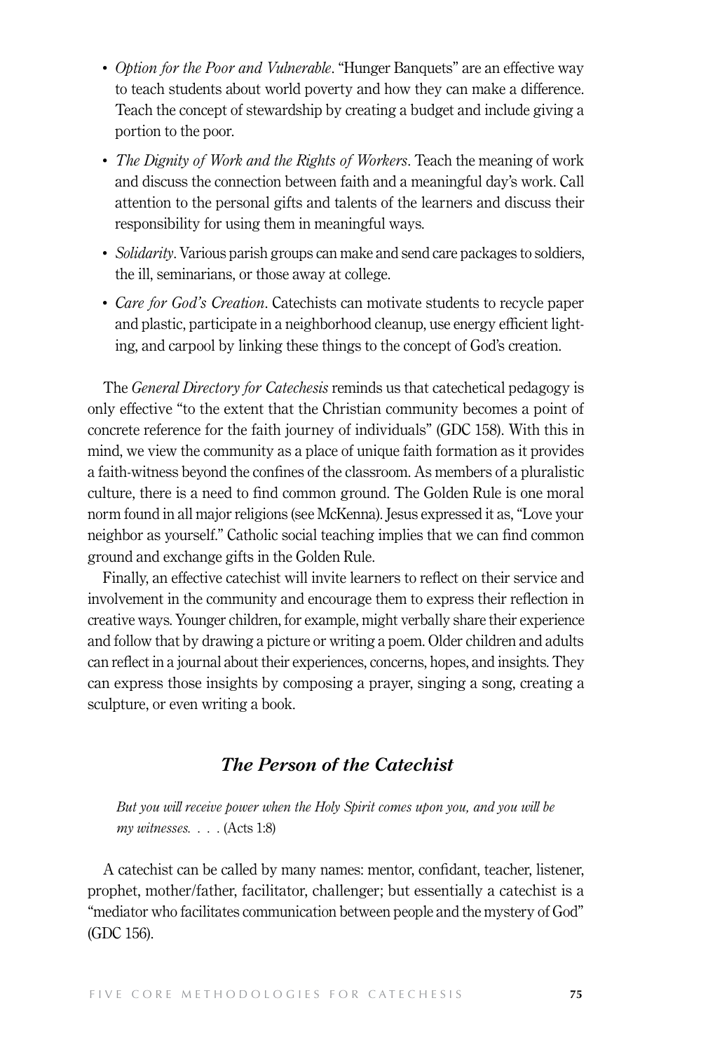- *Option for the Poor and Vulnerable*. "Hunger Banquets" are an effective way to teach students about world poverty and how they can make a difference. Teach the concept of stewardship by creating a budget and include giving a portion to the poor.
- *The Dignity of Work and the Rights of Workers*. Teach the meaning of work and discuss the connection between faith and a meaningful day's work. Call attention to the personal gifts and talents of the learners and discuss their responsibility for using them in meaningful ways.
- *Solidarity*. Various parish groups can make and send care packages to soldiers, the ill, seminarians, or those away at college.
- *Care for God's Creation*. Catechists can motivate students to recycle paper and plastic, participate in a neighborhood cleanup, use energy efficient lighting, and carpool by linking these things to the concept of God's creation.

The *General Directory for Catechesis* reminds us that catechetical pedagogy is only effective "to the extent that the Christian community becomes a point of concrete reference for the faith journey of individuals" (GDC 158). With this in mind, we view the community as a place of unique faith formation as it provides a faith-witness beyond the confines of the classroom. As members of a pluralistic culture, there is a need to find common ground. The Golden Rule is one moral norm found in all major religions (see McKenna). Jesus expressed it as, "Love your neighbor as yourself." Catholic social teaching implies that we can find common ground and exchange gifts in the Golden Rule.

Finally, an effective catechist will invite learners to reflect on their service and involvement in the community and encourage them to express their reflection in creative ways. Younger children, for example, might verbally share their experience and follow that by drawing a picture or writing a poem. Older children and adults can reflect in a journal about their experiences, concerns, hopes, and insights. They can express those insights by composing a prayer, singing a song, creating a sculpture, or even writing a book.

## *The Person of the Catechist*

*But you will receive power when the Holy Spirit comes upon you, and you will be my witnesses. . . .* (Acts 1:8)

A catechist can be called by many names: mentor, confidant, teacher, listener, prophet, mother/father, facilitator, challenger; but essentially a catechist is a "mediator who facilitates communication between people and the mystery of God" (GDC 156).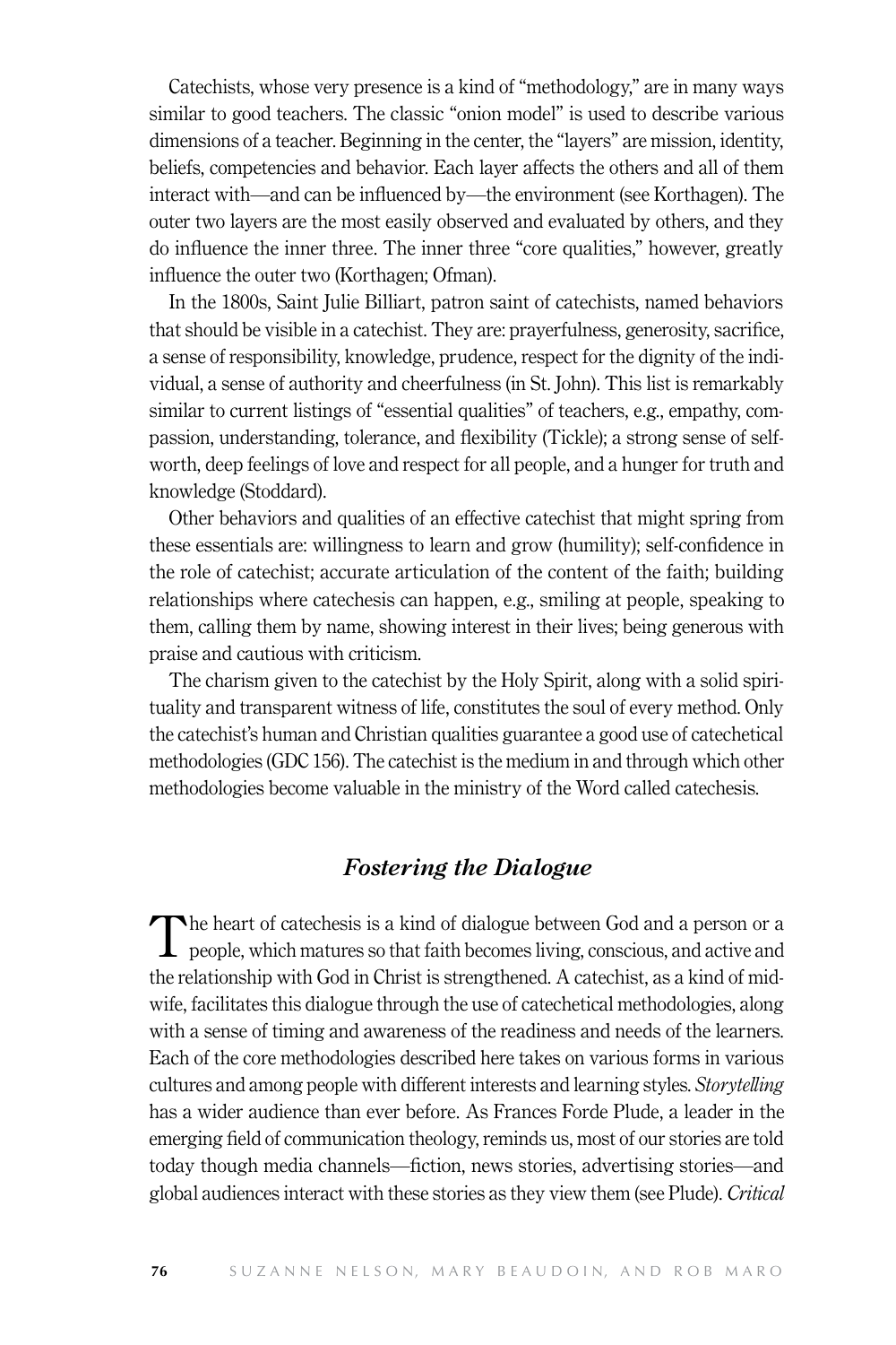Catechists, whose very presence is a kind of "methodology," are in many ways similar to good teachers. The classic "onion model" is used to describe various dimensions of a teacher. Beginning in the center, the "layers" are mission, identity, beliefs, competencies and behavior. Each layer affects the others and all of them interact with—and can be influenced by—the environment (see Korthagen). The outer two layers are the most easily observed and evaluated by others, and they do influence the inner three. The inner three "core qualities," however, greatly influence the outer two (Korthagen; Ofman).

In the 1800s, Saint Julie Billiart, patron saint of catechists, named behaviors that should be visible in a catechist. They are: prayerfulness, generosity, sacrifice, a sense of responsibility, knowledge, prudence, respect for the dignity of the individual, a sense of authority and cheerfulness (in St. John). This list is remarkably similar to current listings of "essential qualities" of teachers, e.g., empathy, compassion, understanding, tolerance, and flexibility (Tickle); a strong sense of self-worth, deep feelings of love and respect for all people, and a hunger for truth and knowledge (Stoddard).

Other behaviors and qualities of an effective catechist that might spring from these essentials are: willingness to learn and grow (humility); self-confidence in the role of catechist; accurate articulation of the content of the faith; building relationships where catechesis can happen, e.g., smiling at people, speaking to them, calling them by name, showing interest in their lives; being generous with praise and cautious with criticism.

The charism given to the catechist by the Holy Spirit, along with a solid spirituality and transparent witness of life, constitutes the soul of every method. Only the catechist's human and Christian qualities guarantee a good use of catechetical methodologies (GDC 156). The catechist is the medium in and through which other methodologies become valuable in the ministry of the Word called catechesis.

## *Fostering the Dialogue*

The heart of catechesis is a kind of dialogue between God and a person or a people, which matures so that faith becomes living, conscious, and active and the relationship with God in Christ is strengthened. A catechist, as a kind of midwife, facilitates this dialogue through the use of catechetical methodologies, along with a sense of timing and awareness of the readiness and needs of the learners. Each of the core methodologies described here takes on various forms in various cultures and among people with different interests and learning styles. *Storytelling* has a wider audience than ever before. As Frances Forde Plude, a leader in the emerging field of communication theology, reminds us, most of our stories are told today though media channels—fiction, news stories, advertising stories—and global audiences interact with these stories as they view them (see Plude). *Critical*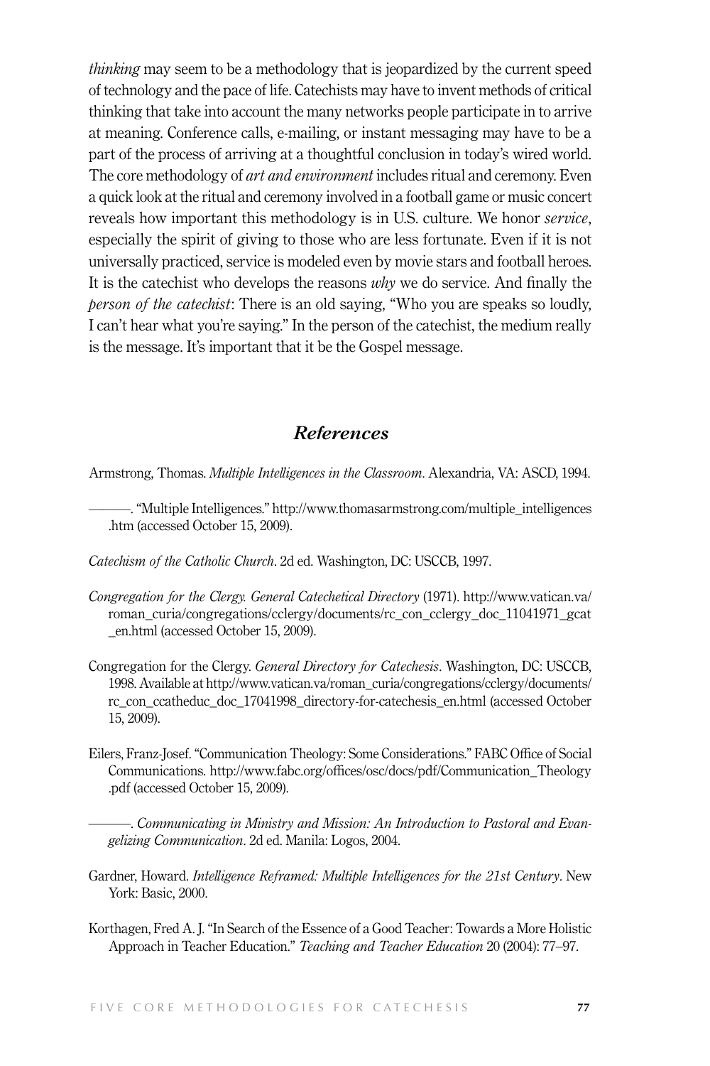*thinking* may seem to be a methodology that is jeopardized by the current speed of technology and the pace of life. Catechists may have to invent methods of critical thinking that take into account the many networks people participate in to arrive at meaning. Conference calls, e-mailing, or instant messaging may have to be a part of the process of arriving at a thoughtful conclusion in today's wired world. The core methodology of *art and environment* includes ritual and ceremony. Even a quick look at the ritual and ceremony involved in a football game or music concert reveals how important this methodology is in U.S. culture. We honor *service*, especially the spirit of giving to those who are less fortunate. Even if it is not universally practiced, service is modeled even by movie stars and football heroes. It is the catechist who develops the reasons *why* we do service. And finally the *person of the catechist*: There is an old saying, "Who you are speaks so loudly, I can't hear what you're saying." In the person of the catechist, the medium really is the message. It's important that it be the Gospel message.

## *References*

Armstrong, Thomas. *Multiple Intelligences in the Classroom*. Alexandria, VA: ASCD, 1994.

———. "Multiple Intelligences." http://www.thomasarmstrong.com/multiple_intelligences.htm (accessed October 15, 2009).

*Catechism of the Catholic Church*. 2d ed. Washington, DC: USCCB, 1997.

*Congregation for the Clergy. General Catechetical Directory* (1971). http://www.vatican.va/roman_curia/congregations/cclergy/documents/rc_con_cclergy_doc_11041971_gcat_en.html (accessed October 15, 2009).

Congregation for the Clergy. *General Directory for Catechesis*. Washington, DC: USCCB, 1998. Available at http://www.vatican.va/roman_curia/congregations/cclergy/documents/rc_con_ccatheduc_doc_17041998_directory-for-catechesis_en.html (accessed October 15, 2009).

Eilers, Franz-Josef. "Communication Theology: Some Considerations." FABC Office of Social Communications. http://www.fabc.org/offices/osc/docs/pdf/Communication_Theology.pdf (accessed October 15, 2009).

———. *Communicating in Ministry and Mission: An Introduction to Pastoral and Evangelizing Communication*. 2d ed. Manila: Logos, 2004.

Gardner, Howard. *Intelligence Reframed: Multiple Intelligences for the 21st Century*. New York: Basic, 2000.

Korthagen, Fred A. J. "In Search of the Essence of a Good Teacher: Towards a More Holistic Approach in Teacher Education." *Teaching and Teacher Education* 20 (2004): 77–97.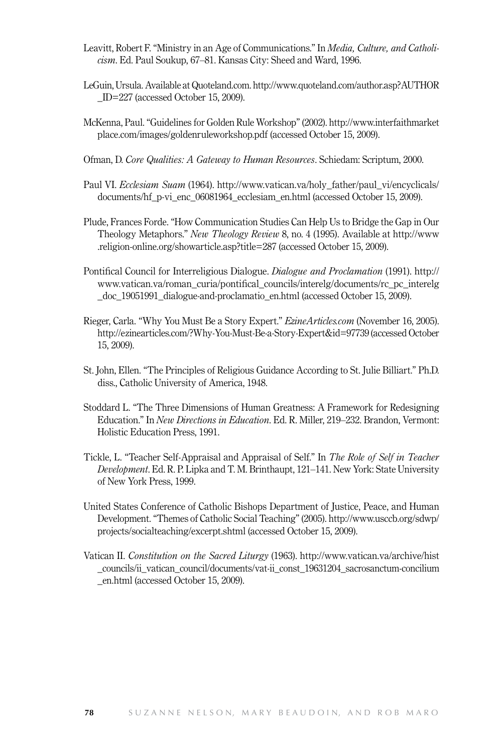Leavitt, Robert F. "Ministry in an Age of Communications." In *Media, Culture, and Catholicism*. Ed. Paul Soukup, 67–81. Kansas City: Sheed and Ward, 1996.

LeGuin, Ursula. Available at Quoteland.com. http://www.quoteland.com/author.asp?AUTHOR_ID=227 (accessed October 15, 2009).

McKenna, Paul. "Guidelines for Golden Rule Workshop" (2002). http://www.interfaithmarketplace.com/images/goldenruleworkshop.pdf (accessed October 15, 2009).

Ofman, D. *Core Qualities: A Gateway to Human Resources*. Schiedam: Scriptum, 2000.

Paul VI. *Ecclesiam Suam* (1964). http://www.vatican.va/holy_father/paul_vi/encyclicals/documents/hf_p-vi_enc_06081964_ecclesiam_en.html (accessed October 15, 2009).

Plude, Frances Forde. "How Communication Studies Can Help Us to Bridge the Gap in Our Theology Metaphors." *New Theology Review* 8, no. 4 (1995). Available at http://www.religion-online.org/showarticle.asp?title=287 (accessed October 15, 2009).

Pontifical Council for Interreligious Dialogue. *Dialogue and Proclamation* (1991). http://www.vatican.va/roman_curia/pontifical_councils/interelg/documents/rc_pc_interelg_doc_19051991_dialogue-and-proclamatio_en.html (accessed October 15, 2009).

Rieger, Carla. "Why You Must Be a Story Expert." *EzineArticles.com* (November 16, 2005). http://ezinearticles.com/?Why-You-Must-Be-a-Story-Expert&id=97739 (accessed October 15, 2009).

St. John, Ellen. "The Principles of Religious Guidance According to St. Julie Billiart." Ph.D. diss., Catholic University of America, 1948.

Stoddard L. "The Three Dimensions of Human Greatness: A Framework for Redesigning Education." In *New Directions in Education*. Ed. R. Miller, 219–232. Brandon, Vermont: Holistic Education Press, 1991.

Tickle, L. "Teacher Self-Appraisal and Appraisal of Self." In *The Role of Self in Teacher Development*. Ed. R. P. Lipka and T. M. Brinthaupt, 121–141. New York: State University of New York Press, 1999.

United States Conference of Catholic Bishops Department of Justice, Peace, and Human Development. "Themes of Catholic Social Teaching" (2005). http://www.usccb.org/sdwp/projects/socialteaching/excerpt.shtml (accessed October 15, 2009).

Vatican II. *Constitution on the Sacred Liturgy* (1963). http://www.vatican.va/archive/hist_councils/ii_vatican_council/documents/vat-ii_const_19631204_sacrosanctum-concilium_en.html (accessed October 15, 2009).